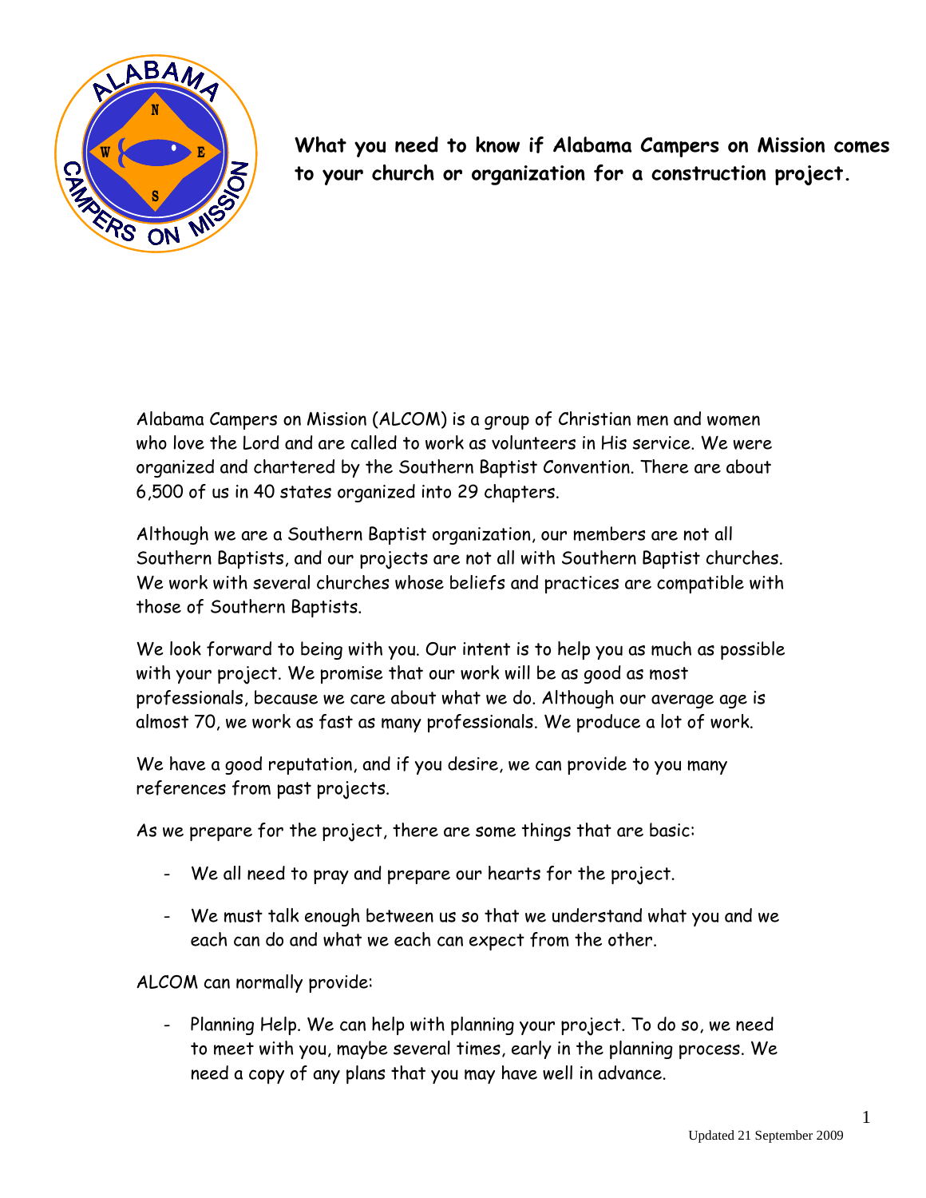**What you need to know if Alabama Campers on Mission comes to your church or organization for a construction project.**

Alabama Campers on Mission (ALCOM) is a group of Christian men and women who love the Lord and are called to work as volunteers in His service. We were organized and chartered by the Southern Baptist Convention. There are about 6,500 of us in 40 states organized into 29 chapters.

Although we are a Southern Baptist organization, our members are not all Southern Baptists, and our projects are not all with Southern Baptist churches. We work with several churches whose beliefs and practices are compatible with those of Southern Baptists.

We look forward to being with you. Our intent is to help you as much as possible with your project. We promise that our work will be as good as most professionals, because we care about what we do. Although our average age is almost 70, we work as fast as many professionals. We produce a lot of work.

We have a good reputation, and if you desire, we can provide to you many references from past projects.

As we prepare for the project, there are some things that are basic:

- We all need to pray and prepare our hearts for the project.
- We must talk enough between us so that we understand what you and we each can do and what we each can expect from the other.

ALCOM can normally provide:

- Planning Help. We can help with planning your project. To do so, we need to meet with you, maybe several times, early in the planning process. We need a copy of any plans that you may have well in advance.

Updated 21 September 2009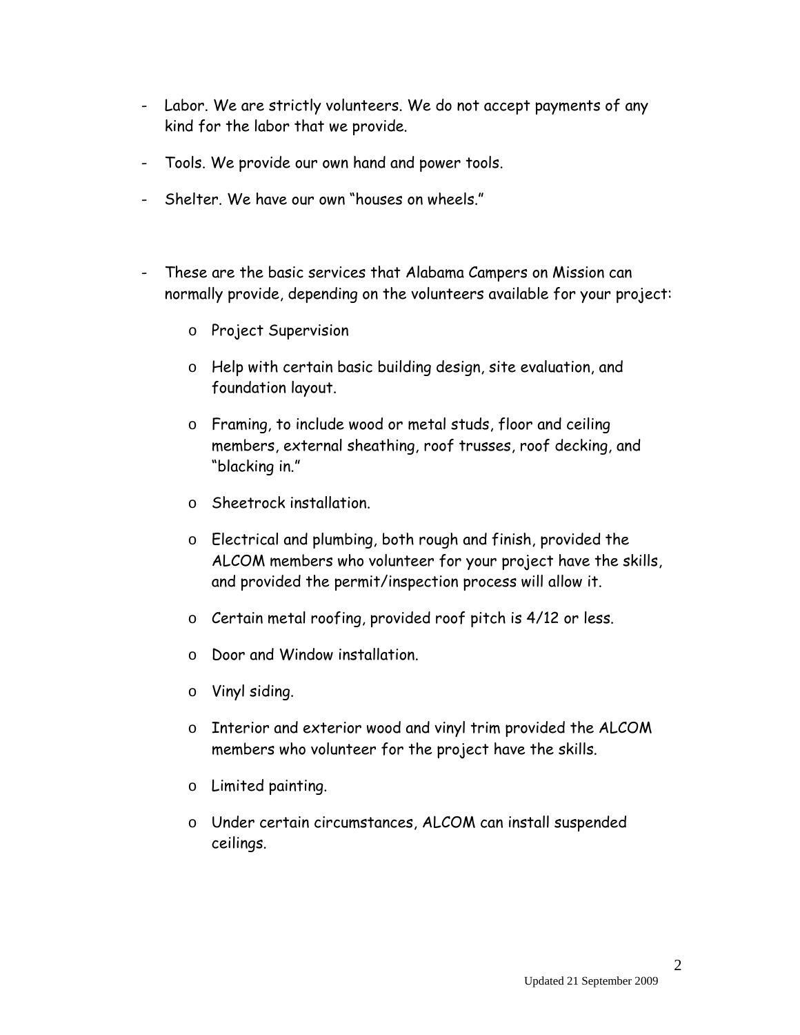- Labor. We are strictly volunteers. We do not accept payments of any kind for the labor that we provide.

- Tools. We provide our own hand and power tools.

- Shelter. We have our own "houses on wheels."

- These are the basic services that Alabama Campers on Mission can normally provide, depending on the volunteers available for your project:

  - Project Supervision
  - Help with certain basic building design, site evaluation, and foundation layout.
  - Framing, to include wood or metal studs, floor and ceiling members, external sheathing, roof trusses, roof decking, and "blacking in."
  - Sheetrock installation.
  - Electrical and plumbing, both rough and finish, provided the ALCOM members who volunteer for your project have the skills, and provided the permit/inspection process will allow it.
  - Certain metal roofing, provided roof pitch is 4/12 or less.
  - Door and Window installation.
  - Vinyl siding.
  - Interior and exterior wood and vinyl trim provided the ALCOM members who volunteer for the project have the skills.
  - Limited painting.
  - Under certain circumstances, ALCOM can install suspended ceilings.

Updated 21 September 2009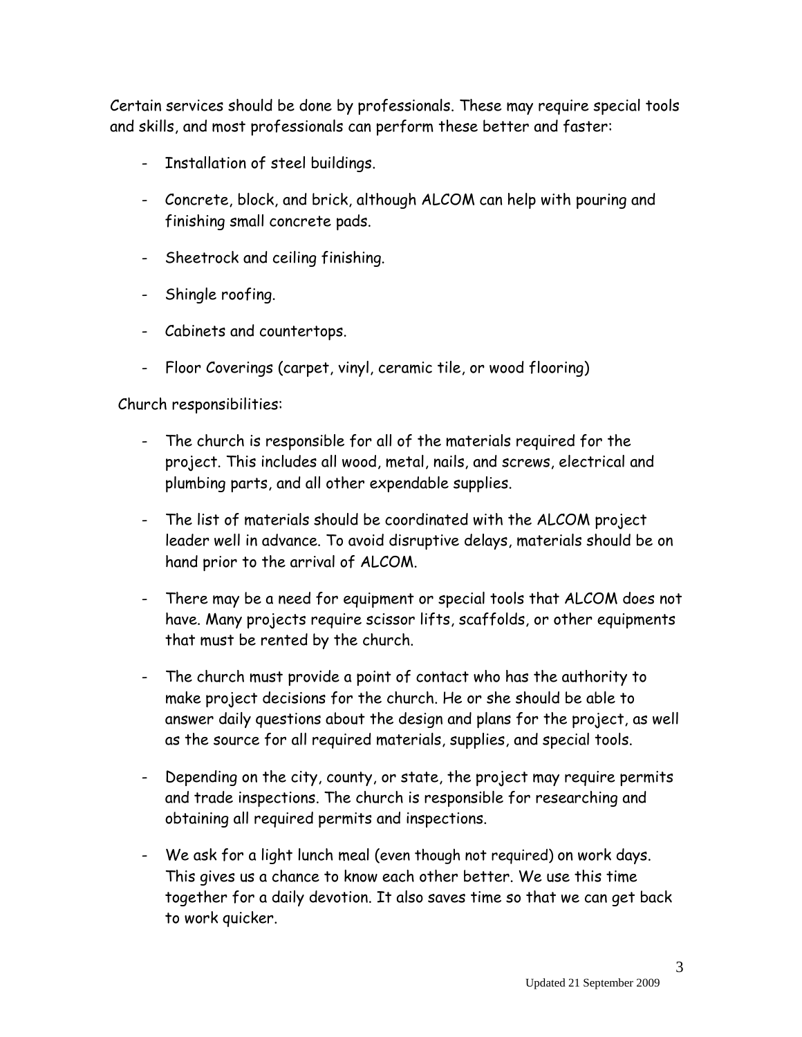Certain services should be done by professionals. These may require special tools and skills, and most professionals can perform these better and faster:

- Installation of steel buildings.
- Concrete, block, and brick, although ALCOM can help with pouring and finishing small concrete pads.
- Sheetrock and ceiling finishing.
- Shingle roofing.
- Cabinets and countertops.
- Floor Coverings (carpet, vinyl, ceramic tile, or wood flooring)

Church responsibilities:

- The church is responsible for all of the materials required for the project. This includes all wood, metal, nails, and screws, electrical and plumbing parts, and all other expendable supplies.
- The list of materials should be coordinated with the ALCOM project leader well in advance. To avoid disruptive delays, materials should be on hand prior to the arrival of ALCOM.
- There may be a need for equipment or special tools that ALCOM does not have. Many projects require scissor lifts, scaffolds, or other equipments that must be rented by the church.
- The church must provide a point of contact who has the authority to make project decisions for the church. He or she should be able to answer daily questions about the design and plans for the project, as well as the source for all required materials, supplies, and special tools.
- Depending on the city, county, or state, the project may require permits and trade inspections. The church is responsible for researching and obtaining all required permits and inspections.
- We ask for a light lunch meal (even though not required) on work days. This gives us a chance to know each other better. We use this time together for a daily devotion. It also saves time so that we can get back to work quicker.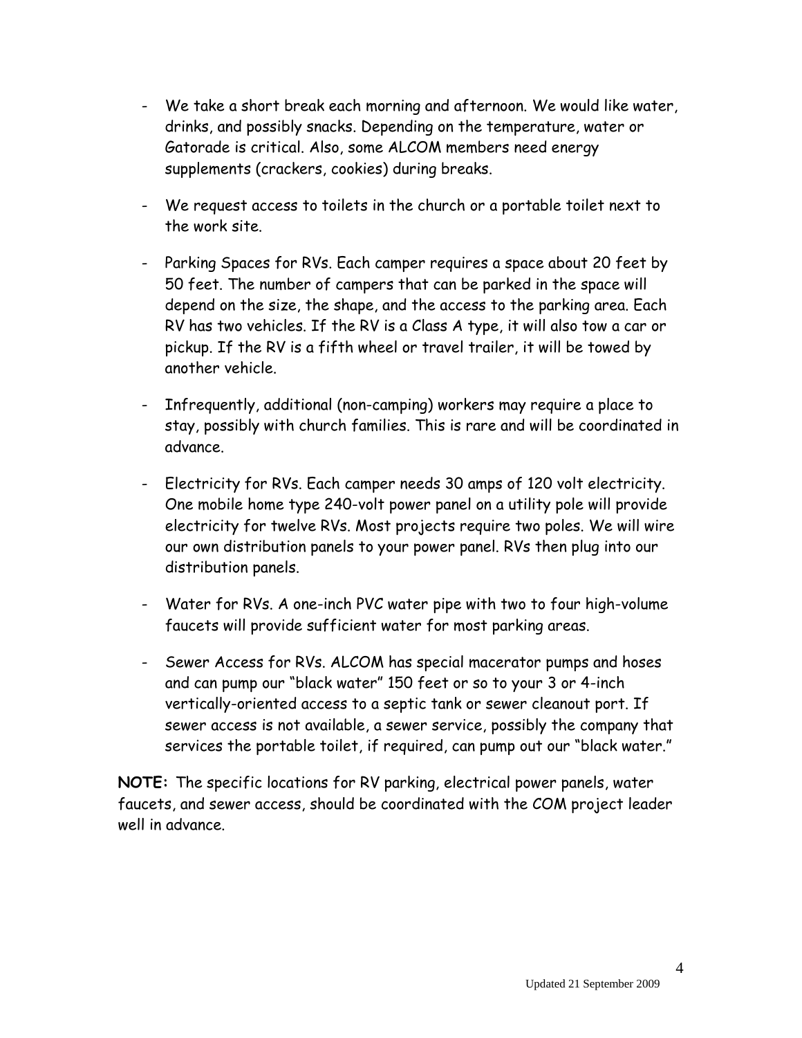- We take a short break each morning and afternoon. We would like water, drinks, and possibly snacks. Depending on the temperature, water or Gatorade is critical. Also, some ALCOM members need energy supplements (crackers, cookies) during breaks.

- We request access to toilets in the church or a portable toilet next to the work site.

- Parking Spaces for RVs. Each camper requires a space about 20 feet by 50 feet. The number of campers that can be parked in the space will depend on the size, the shape, and the access to the parking area. Each RV has two vehicles. If the RV is a Class A type, it will also tow a car or pickup. If the RV is a fifth wheel or travel trailer, it will be towed by another vehicle.

- Infrequently, additional (non-camping) workers may require a place to stay, possibly with church families. This is rare and will be coordinated in advance.

- Electricity for RVs. Each camper needs 30 amps of 120 volt electricity. One mobile home type 240-volt power panel on a utility pole will provide electricity for twelve RVs. Most projects require two poles. We will wire our own distribution panels to your power panel. RVs then plug into our distribution panels.

- Water for RVs. A one-inch PVC water pipe with two to four high-volume faucets will provide sufficient water for most parking areas.

- Sewer Access for RVs. ALCOM has special macerator pumps and hoses and can pump our "black water" 150 feet or so to your 3 or 4-inch vertically-oriented access to a septic tank or sewer cleanout port. If sewer access is not available, a sewer service, possibly the company that services the portable toilet, if required, can pump out our "black water."

**NOTE:** The specific locations for RV parking, electrical power panels, water faucets, and sewer access, should be coordinated with the COM project leader well in advance.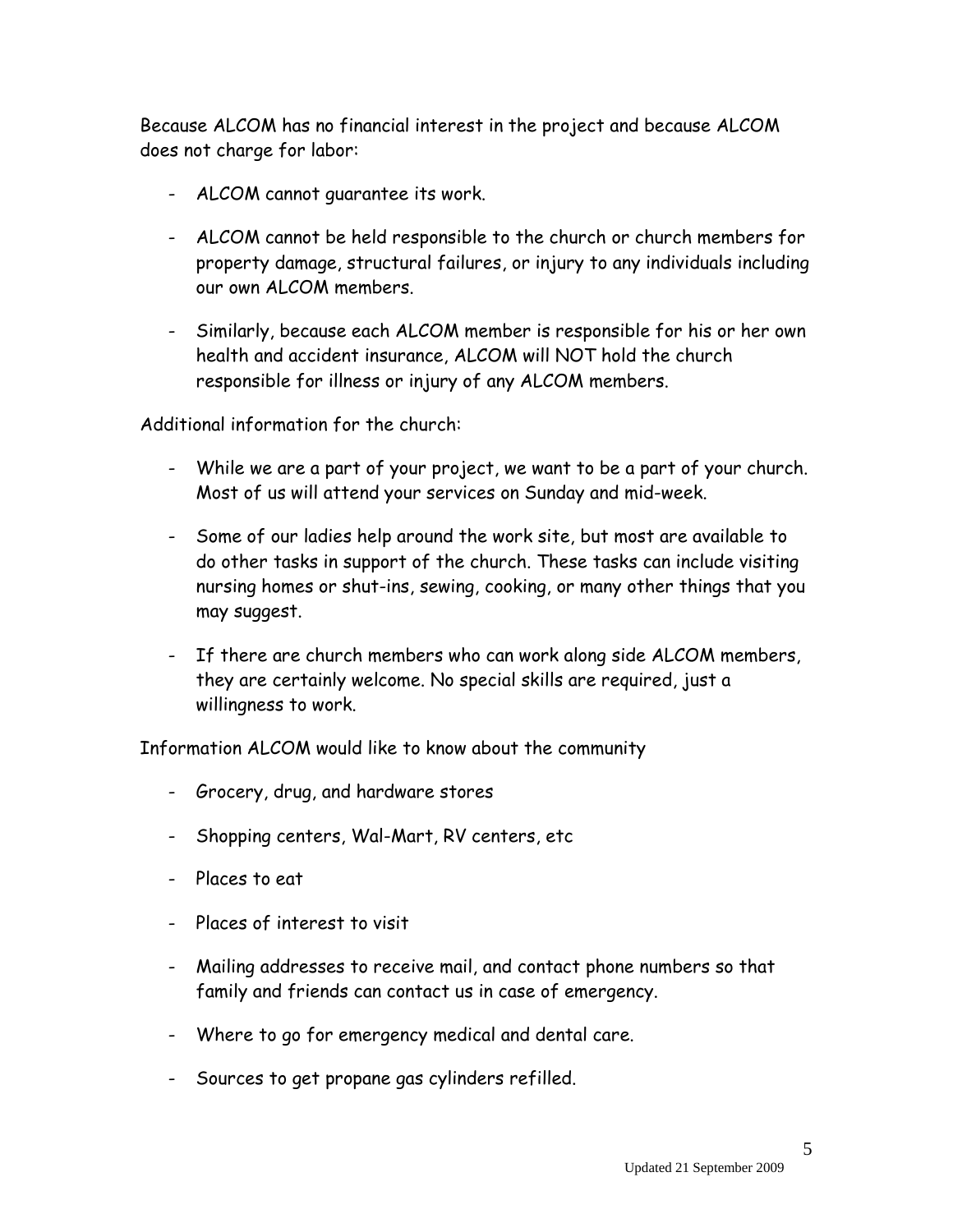Because ALCOM has no financial interest in the project and because ALCOM does not charge for labor:

- ALCOM cannot guarantee its work.
- ALCOM cannot be held responsible to the church or church members for property damage, structural failures, or injury to any individuals including our own ALCOM members.
- Similarly, because each ALCOM member is responsible for his or her own health and accident insurance, ALCOM will NOT hold the church responsible for illness or injury of any ALCOM members.

Additional information for the church:

- While we are a part of your project, we want to be a part of your church. Most of us will attend your services on Sunday and mid-week.
- Some of our ladies help around the work site, but most are available to do other tasks in support of the church. These tasks can include visiting nursing homes or shut-ins, sewing, cooking, or many other things that you may suggest.
- If there are church members who can work along side ALCOM members, they are certainly welcome. No special skills are required, just a willingness to work.

Information ALCOM would like to know about the community

- Grocery, drug, and hardware stores
- Shopping centers, Wal-Mart, RV centers, etc
- Places to eat
- Places of interest to visit
- Mailing addresses to receive mail, and contact phone numbers so that family and friends can contact us in case of emergency.
- Where to go for emergency medical and dental care.
- Sources to get propane gas cylinders refilled.

Updated 21 September 2009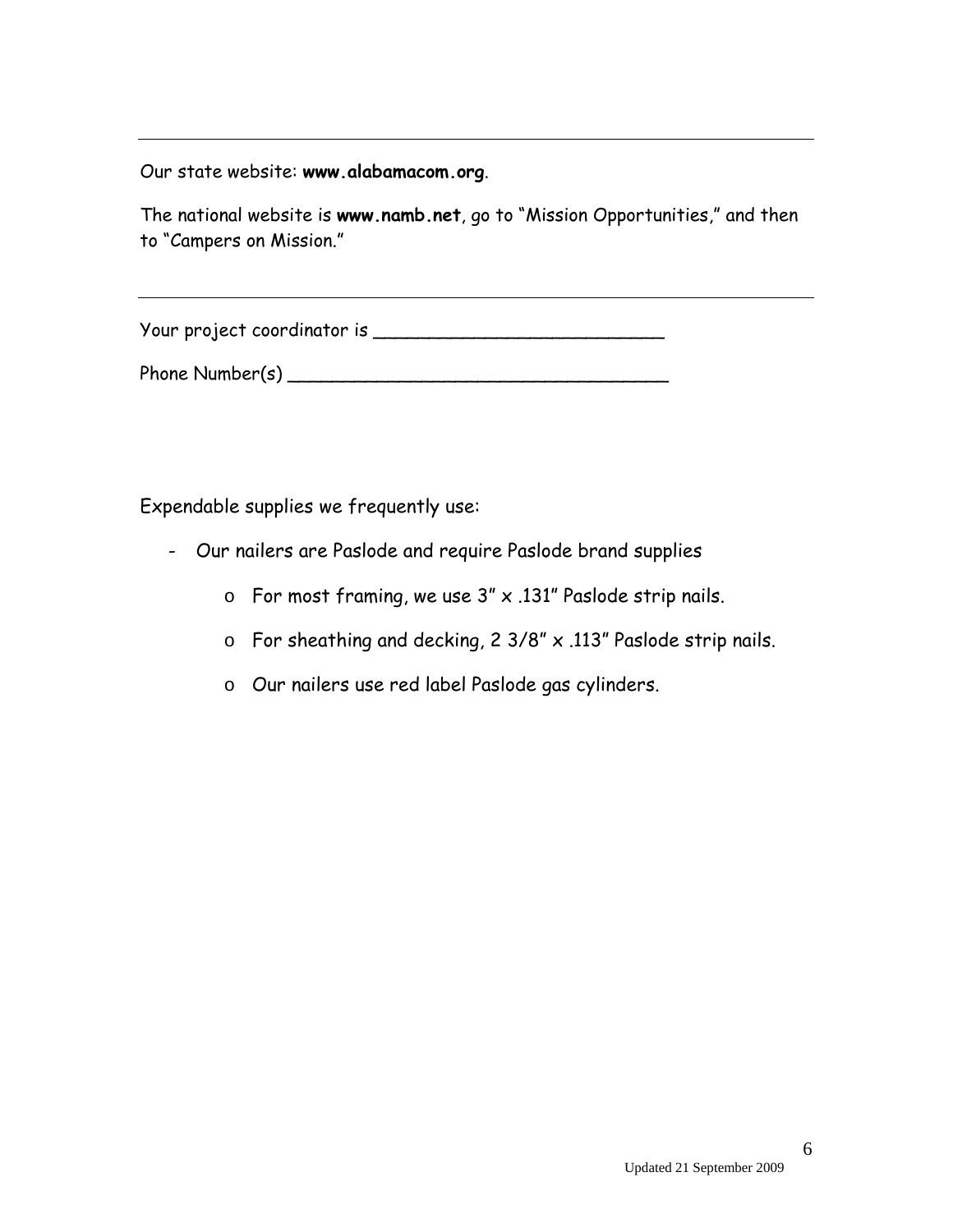---

Our state website: **www.alabamacom.org**.

The national website is **www.namb.net**, go to "Mission Opportunities," and then to "Campers on Mission."

---

Your project coordinator is ___________________________

Phone Number(s) ___________________________________

Expendable supplies we frequently use:

- Our nailers are Paslode and require Paslode brand supplies
  - For most framing, we use 3" x .131" Paslode strip nails.
  - For sheathing and decking, 2 3/8" x .113" Paslode strip nails.
  - Our nailers use red label Paslode gas cylinders.

Updated 21 September 2009